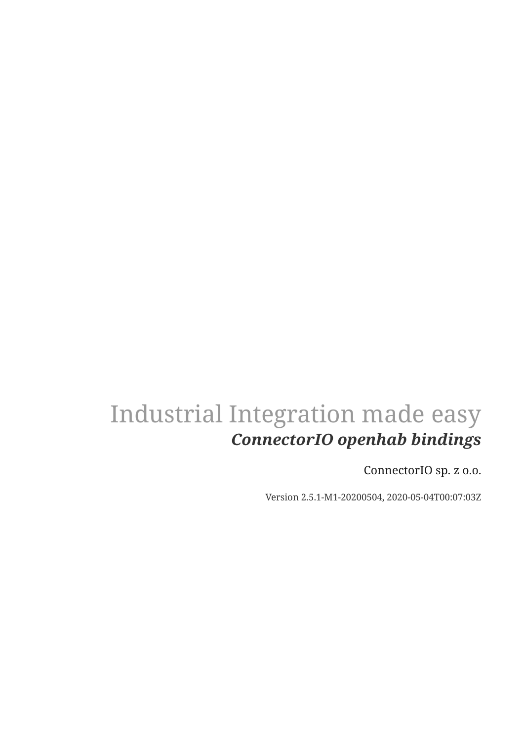# Industrial Integration made easy

## *ConnectorIO openhab bindings*

ConnectorIO sp. z o.o.

Version 2.5.1-M1-20200504, 2020-05-04T00:07:03Z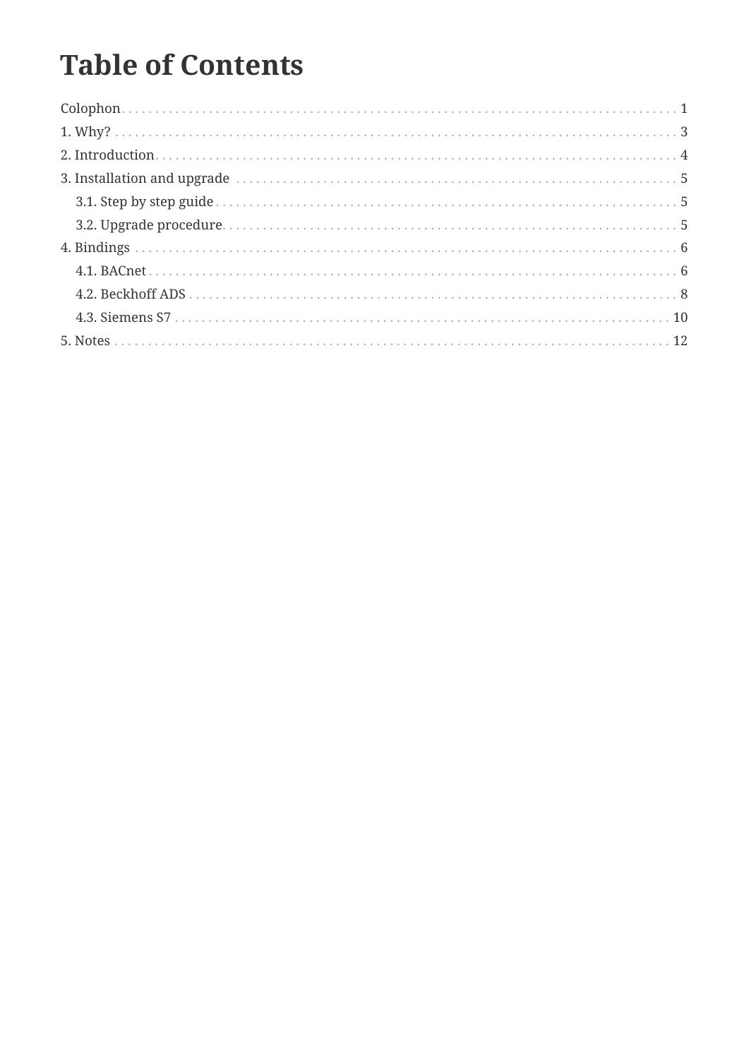# Table of Contents

- Colophon . . . 1
- 1. Why? . . . 3
- 2. Introduction . . . 4
- 3. Installation and upgrade . . . 5
  - 3.1. Step by step guide . . . 5
  - 3.2. Upgrade procedure . . . 5
- 4. Bindings . . . 6
  - 4.1. BACnet . . . 6
  - 4.2. Beckhoff ADS . . . 8
  - 4.3. Siemens S7 . . . 10
- 5. Notes . . . 12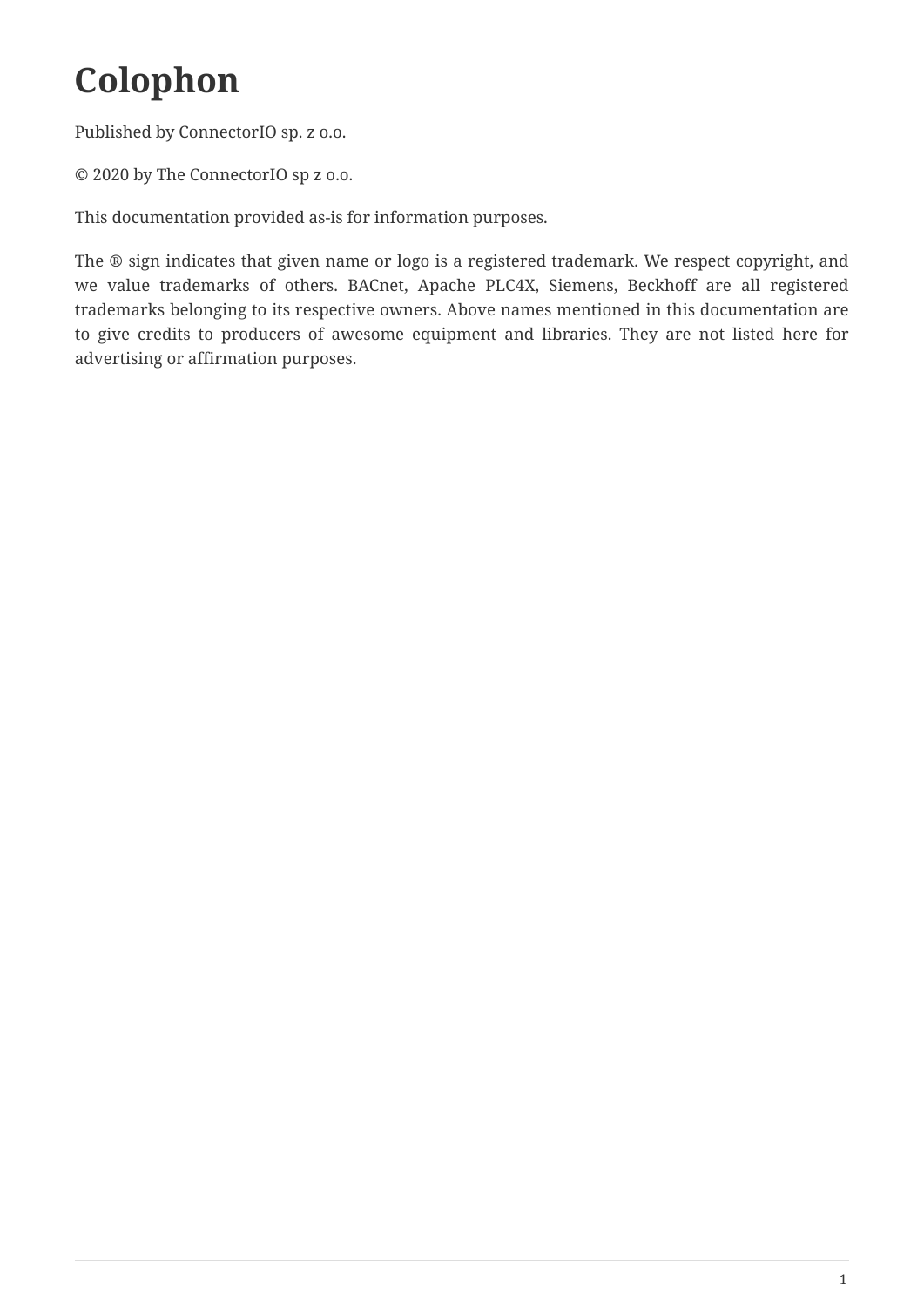# Colophon

Published by ConnectorIO sp. z o.o.

© 2020 by The ConnectorIO sp z o.o.

This documentation provided as-is for information purposes.

The ® sign indicates that given name or logo is a registered trademark. We respect copyright, and we value trademarks of others. BACnet, Apache PLC4X, Siemens, Beckhoff are all registered trademarks belonging to its respective owners. Above names mentioned in this documentation are to give credits to producers of awesome equipment and libraries. They are not listed here for advertising or affirmation purposes.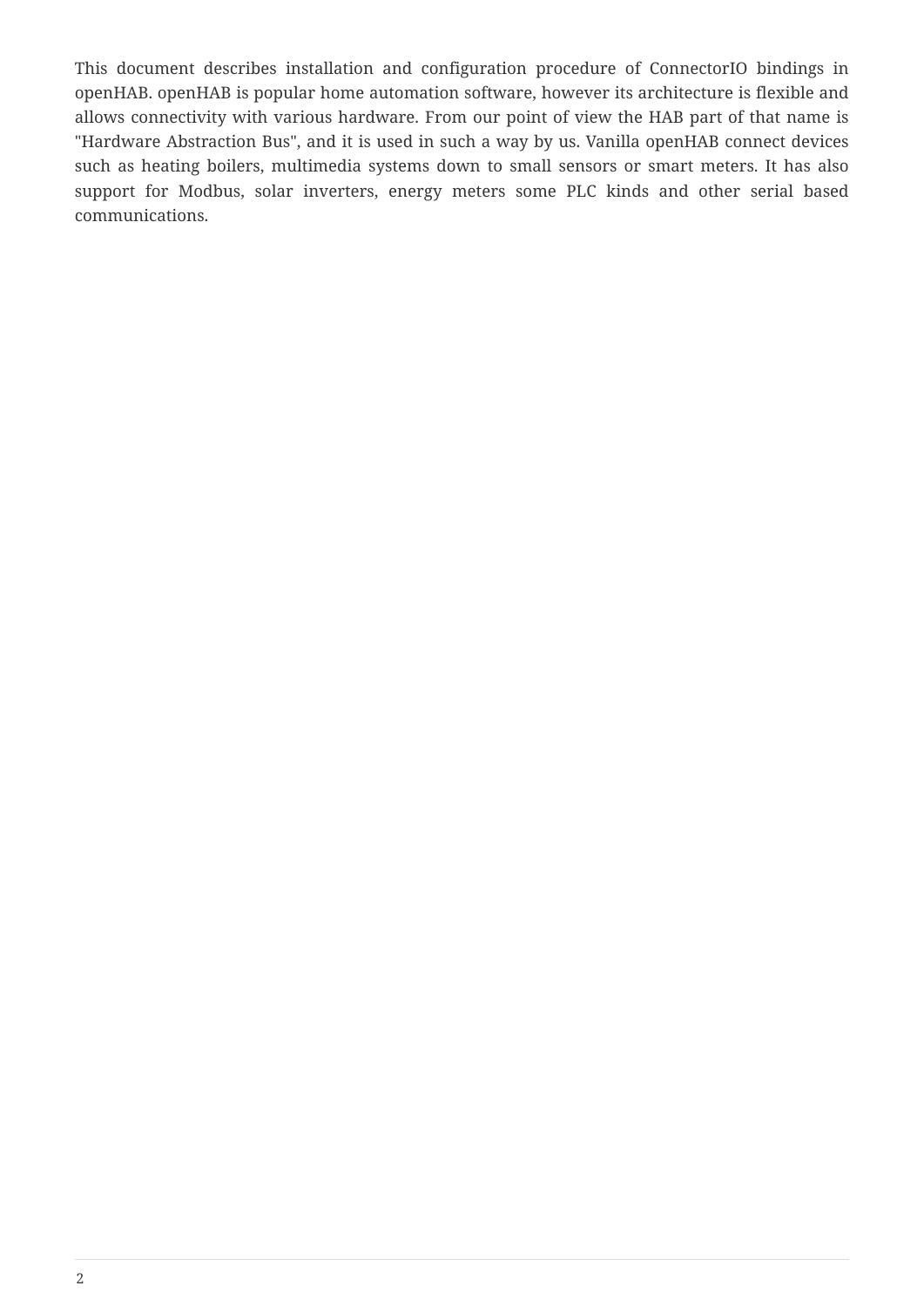This document describes installation and configuration procedure of ConnectorIO bindings in openHAB. openHAB is popular home automation software, however its architecture is flexible and allows connectivity with various hardware. From our point of view the HAB part of that name is "Hardware Abstraction Bus", and it is used in such a way by us. Vanilla openHAB connect devices such as heating boilers, multimedia systems down to small sensors or smart meters. It has also support for Modbus, solar inverters, energy meters some PLC kinds and other serial based communications.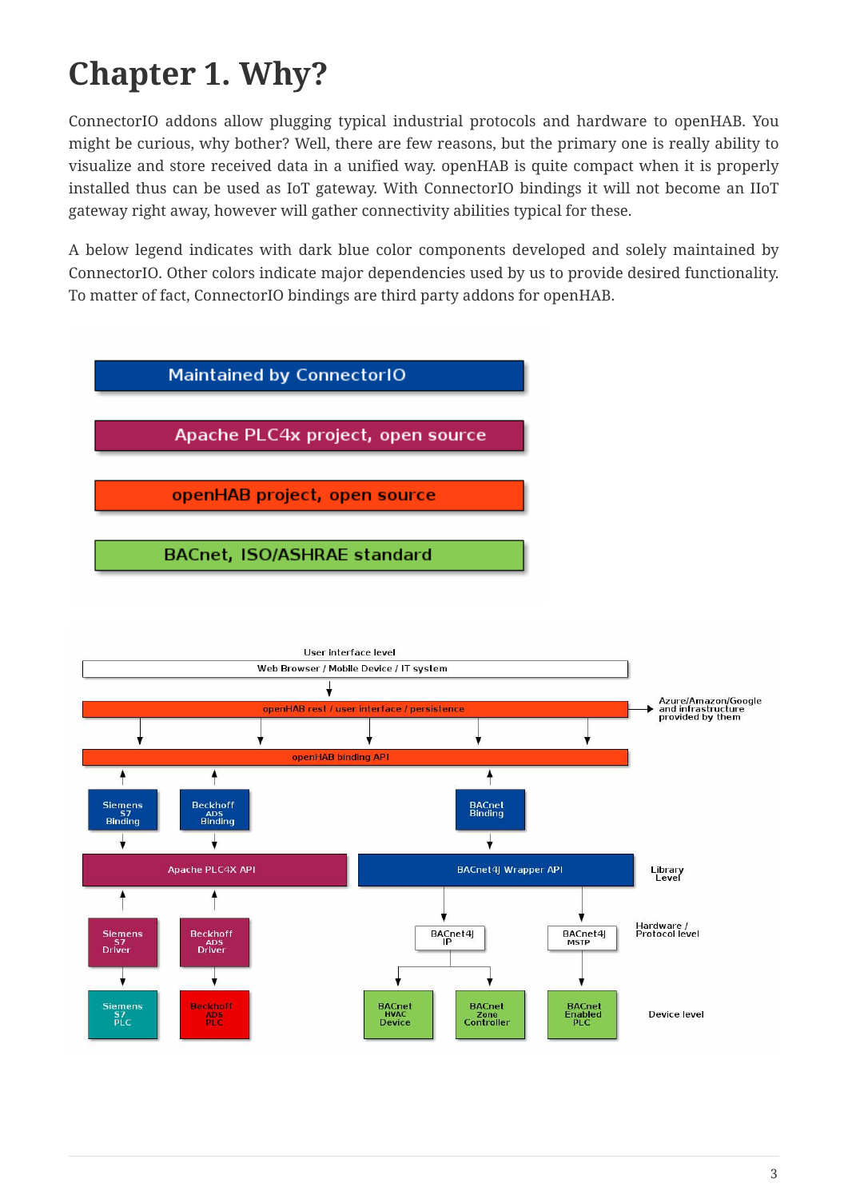# Chapter 1. Why?

ConnectorIO addons allow plugging typical industrial protocols and hardware to openHAB. You might be curious, why bother? Well, there are few reasons, but the primary one is really ability to visualize and store received data in a unified way. openHAB is quite compact when it is properly installed thus can be used as IoT gateway. With ConnectorIO bindings it will not become an IIoT gateway right away, however will gather connectivity abilities typical for these.

A below legend indicates with dark blue color components developed and solely maintained by ConnectorIO. Other colors indicate major dependencies used by us to provide desired functionality. To matter of fact, ConnectorIO bindings are third party addons for openHAB.

Maintained by ConnectorIO

Apache PLC4x project, open source

openHAB project, open source

BACnet, ISO/ASHRAE standard

User interface level

Web Browser / Mobile Device / IT system

openHAB rest / user interface / persistence

Azure/Amazon/Google and infrastructure provided by them

openHAB binding API

Siemens S7 Binding

Beckhoff ADS Binding

BACnet Binding

Apache PLC4X API

BACnet4J Wrapper API

Library Level

Siemens S7 Driver

Beckhoff ADS Driver

BACnet4J IP

BACnet4J MSTP

Hardware / Protocol level

Siemens S7 PLC

Beckhoff ADS PLC

BACnet HVAC Device

BACnet Zone Controller

BACnet Enabled PLC

Device level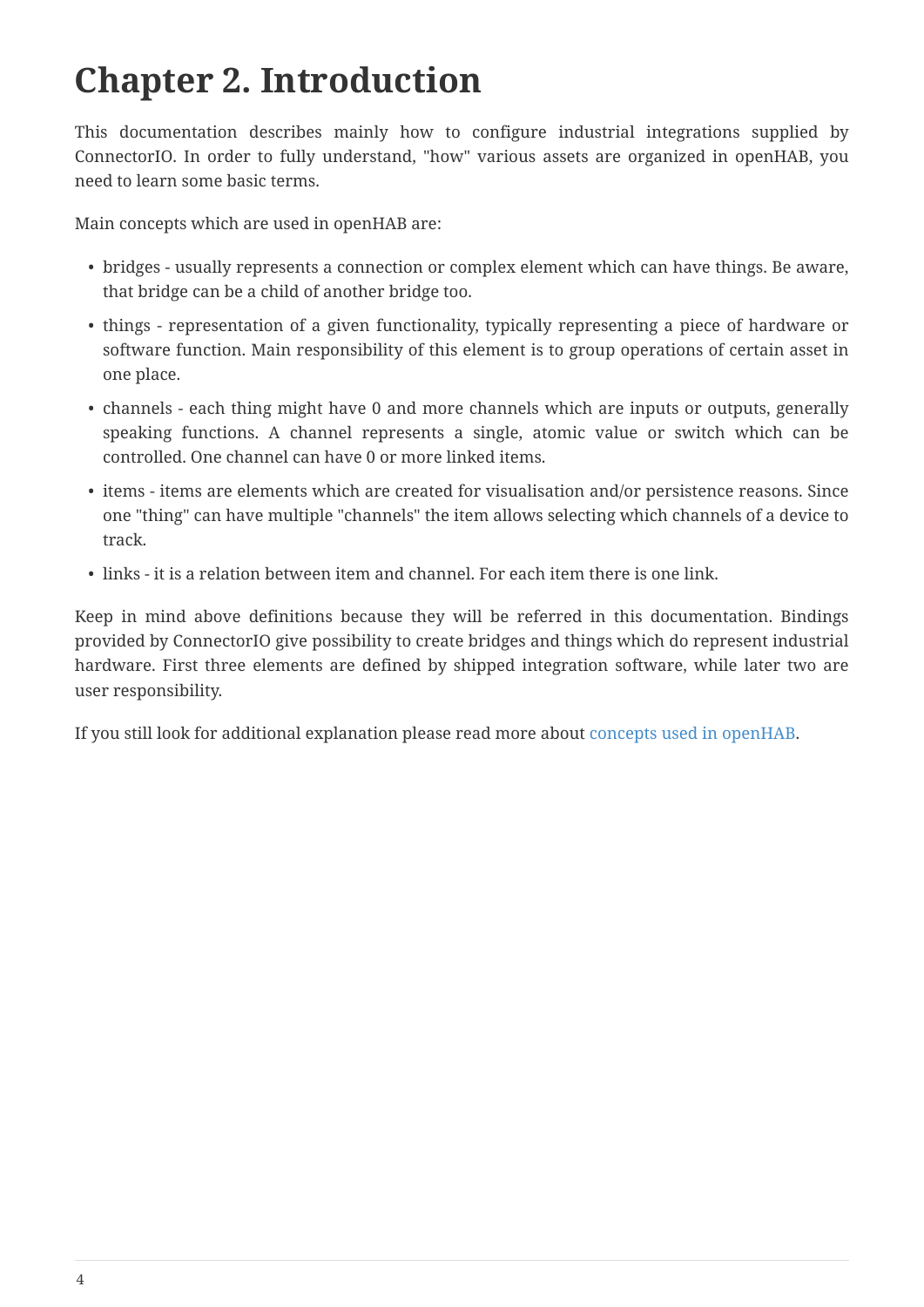# Chapter 2. Introduction

This documentation describes mainly how to configure industrial integrations supplied by ConnectorIO. In order to fully understand, "how" various assets are organized in openHAB, you need to learn some basic terms.

Main concepts which are used in openHAB are:

- bridges - usually represents a connection or complex element which can have things. Be aware, that bridge can be a child of another bridge too.
- things - representation of a given functionality, typically representing a piece of hardware or software function. Main responsibility of this element is to group operations of certain asset in one place.
- channels - each thing might have 0 and more channels which are inputs or outputs, generally speaking functions. A channel represents a single, atomic value or switch which can be controlled. One channel can have 0 or more linked items.
- items - items are elements which are created for visualisation and/or persistence reasons. Since one "thing" can have multiple "channels" the item allows selecting which channels of a device to track.
- links - it is a relation between item and channel. For each item there is one link.

Keep in mind above definitions because they will be referred in this documentation. Bindings provided by ConnectorIO give possibility to create bridges and things which do represent industrial hardware. First three elements are defined by shipped integration software, while later two are user responsibility.

If you still look for additional explanation please read more about concepts used in openHAB.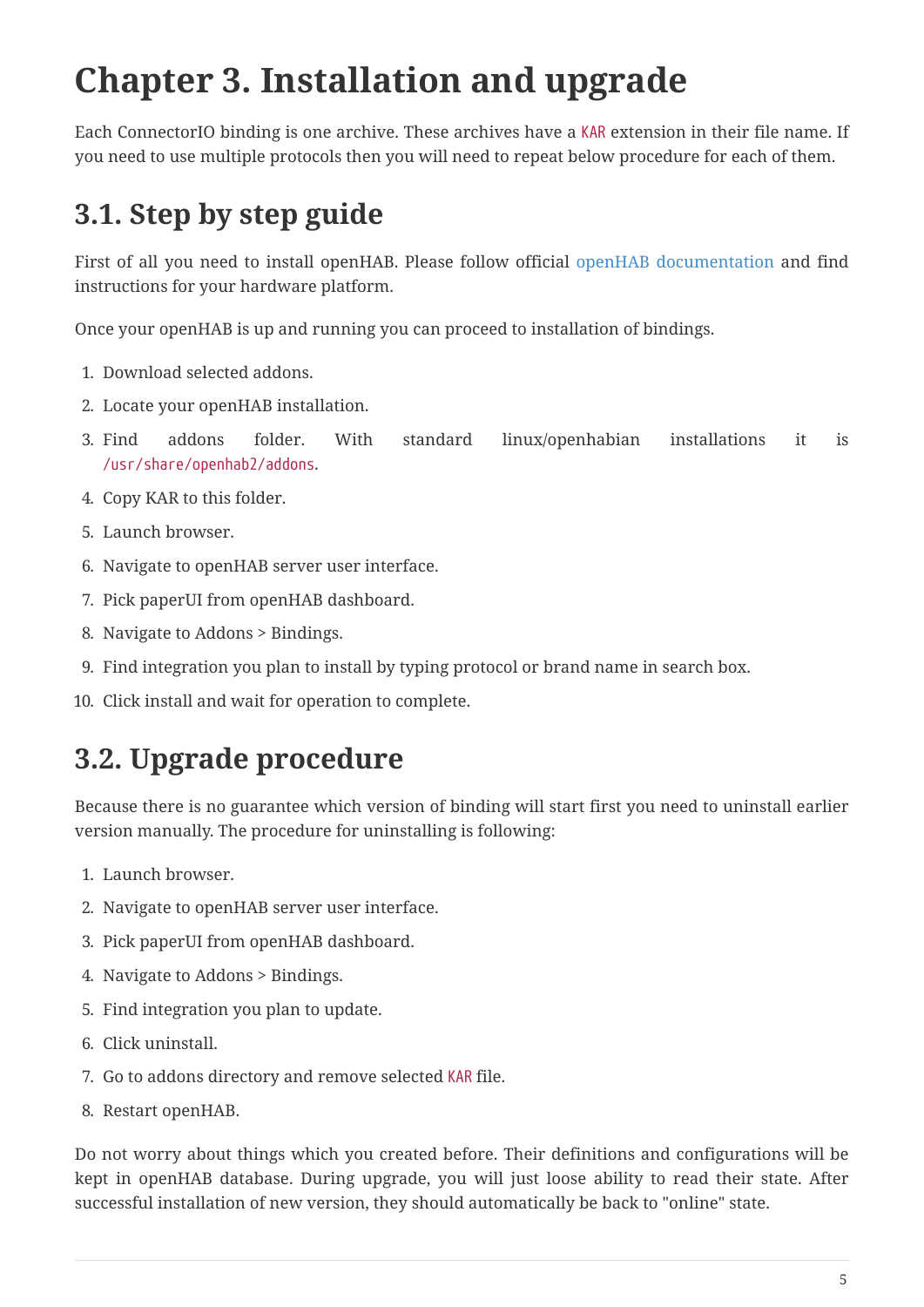# Chapter 3. Installation and upgrade

Each ConnectorIO binding is one archive. These archives have a `KAR` extension in their file name. If you need to use multiple protocols then you will need to repeat below procedure for each of them.

## 3.1. Step by step guide

First of all you need to install openHAB. Please follow official openHAB documentation and find instructions for your hardware platform.

Once your openHAB is up and running you can proceed to installation of bindings.

1. Download selected addons.
2. Locate your openHAB installation.
3. Find addons folder. With standard linux/openhabian installations it is `/usr/share/openhab2/addons`.
4. Copy KAR to this folder.
5. Launch browser.
6. Navigate to openHAB server user interface.
7. Pick paperUI from openHAB dashboard.
8. Navigate to Addons > Bindings.
9. Find integration you plan to install by typing protocol or brand name in search box.
10. Click install and wait for operation to complete.

## 3.2. Upgrade procedure

Because there is no guarantee which version of binding will start first you need to uninstall earlier version manually. The procedure for uninstalling is following:

1. Launch browser.
2. Navigate to openHAB server user interface.
3. Pick paperUI from openHAB dashboard.
4. Navigate to Addons > Bindings.
5. Find integration you plan to update.
6. Click uninstall.
7. Go to addons directory and remove selected `KAR` file.
8. Restart openHAB.

Do not worry about things which you created before. Their definitions and configurations will be kept in openHAB database. During upgrade, you will just loose ability to read their state. After successful installation of new version, they should automatically be back to "online" state.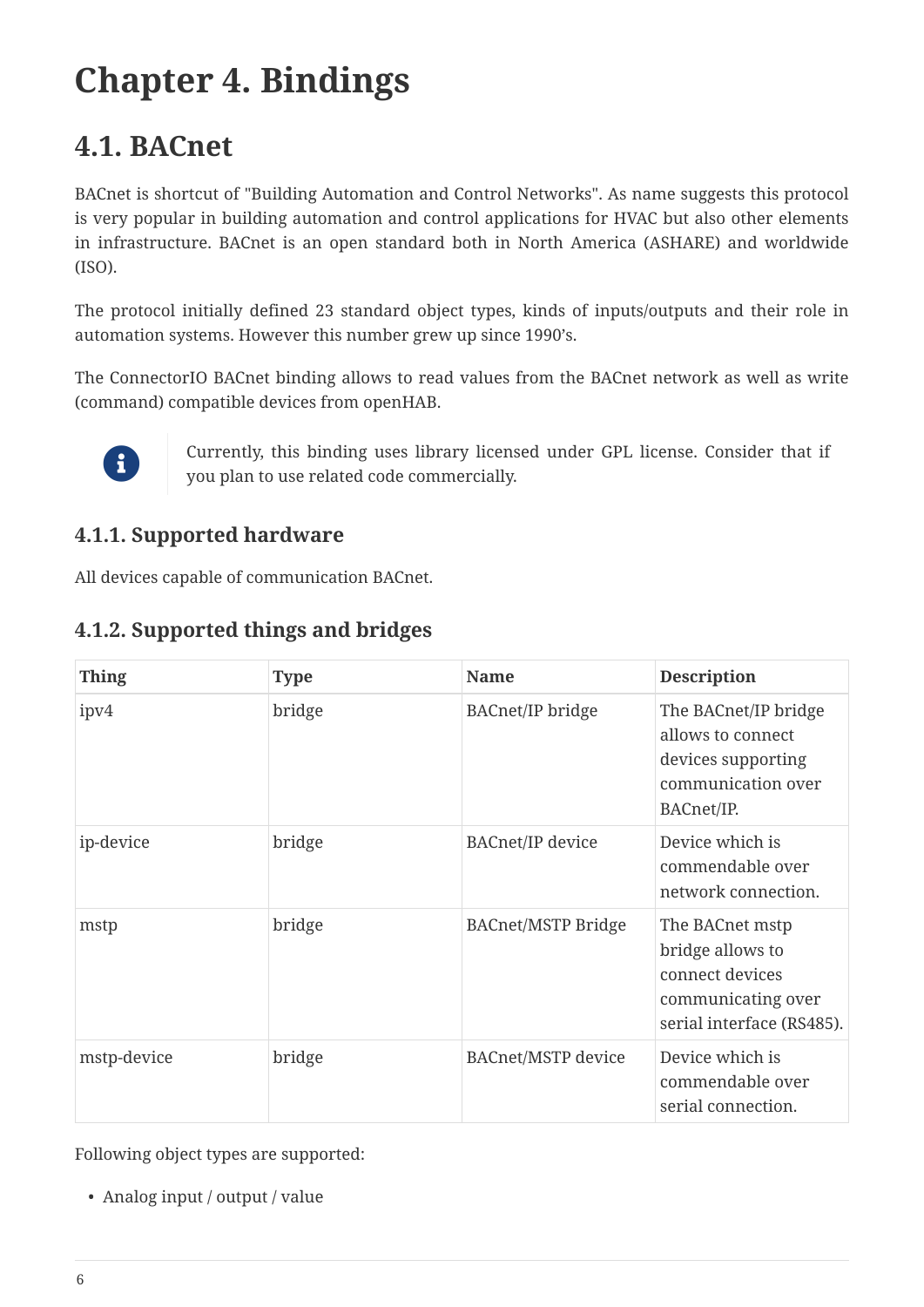# Chapter 4. Bindings

## 4.1. BACnet

BACnet is shortcut of "Building Automation and Control Networks". As name suggests this protocol is very popular in building automation and control applications for HVAC but also other elements in infrastructure. BACnet is an open standard both in North America (ASHARE) and worldwide (ISO).

The protocol initially defined 23 standard object types, kinds of inputs/outputs and their role in automation systems. However this number grew up since 1990's.

The ConnectorIO BACnet binding allows to read values from the BACnet network as well as write (command) compatible devices from openHAB.

> Currently, this binding uses library licensed under GPL license. Consider that if you plan to use related code commercially.

### 4.1.1. Supported hardware

All devices capable of communication BACnet.

### 4.1.2. Supported things and bridges

| Thing | Type | Name | Description |
| --- | --- | --- | --- |
| ipv4 | bridge | BACnet/IP bridge | The BACnet/IP bridge allows to connect devices supporting communication over BACnet/IP. |
| ip-device | bridge | BACnet/IP device | Device which is commendable over network connection. |
| mstp | bridge | BACnet/MSTP Bridge | The BACnet mstp bridge allows to connect devices communicating over serial interface (RS485). |
| mstp-device | bridge | BACnet/MSTP device | Device which is commendable over serial connection. |

Following object types are supported:

- Analog input / output / value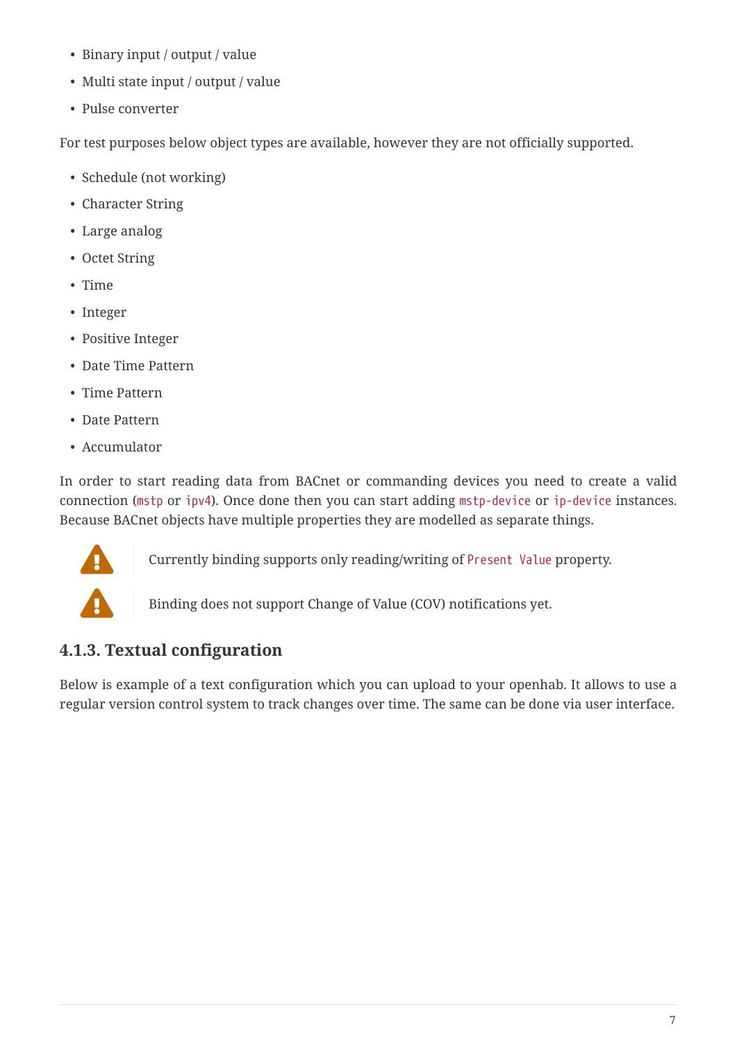- Binary input / output / value
- Multi state input / output / value
- Pulse converter

For test purposes below object types are available, however they are not officially supported.

- Schedule (not working)
- Character String
- Large analog
- Octet String
- Time
- Integer
- Positive Integer
- Date Time Pattern
- Time Pattern
- Date Pattern
- Accumulator

In order to start reading data from BACnet or commanding devices you need to create a valid connection (`mstp` or `ipv4`). Once done then you can start adding `mstp-device` or `ip-device` instances. Because BACnet objects have multiple properties they are modelled as separate things.

> ⚠ Currently binding supports only reading/writing of `Present Value` property.

> ⚠ Binding does not support Change of Value (COV) notifications yet.

### 4.1.3. Textual configuration

Below is example of a text configuration which you can upload to your openhab. It allows to use a regular version control system to track changes over time. The same can be done via user interface.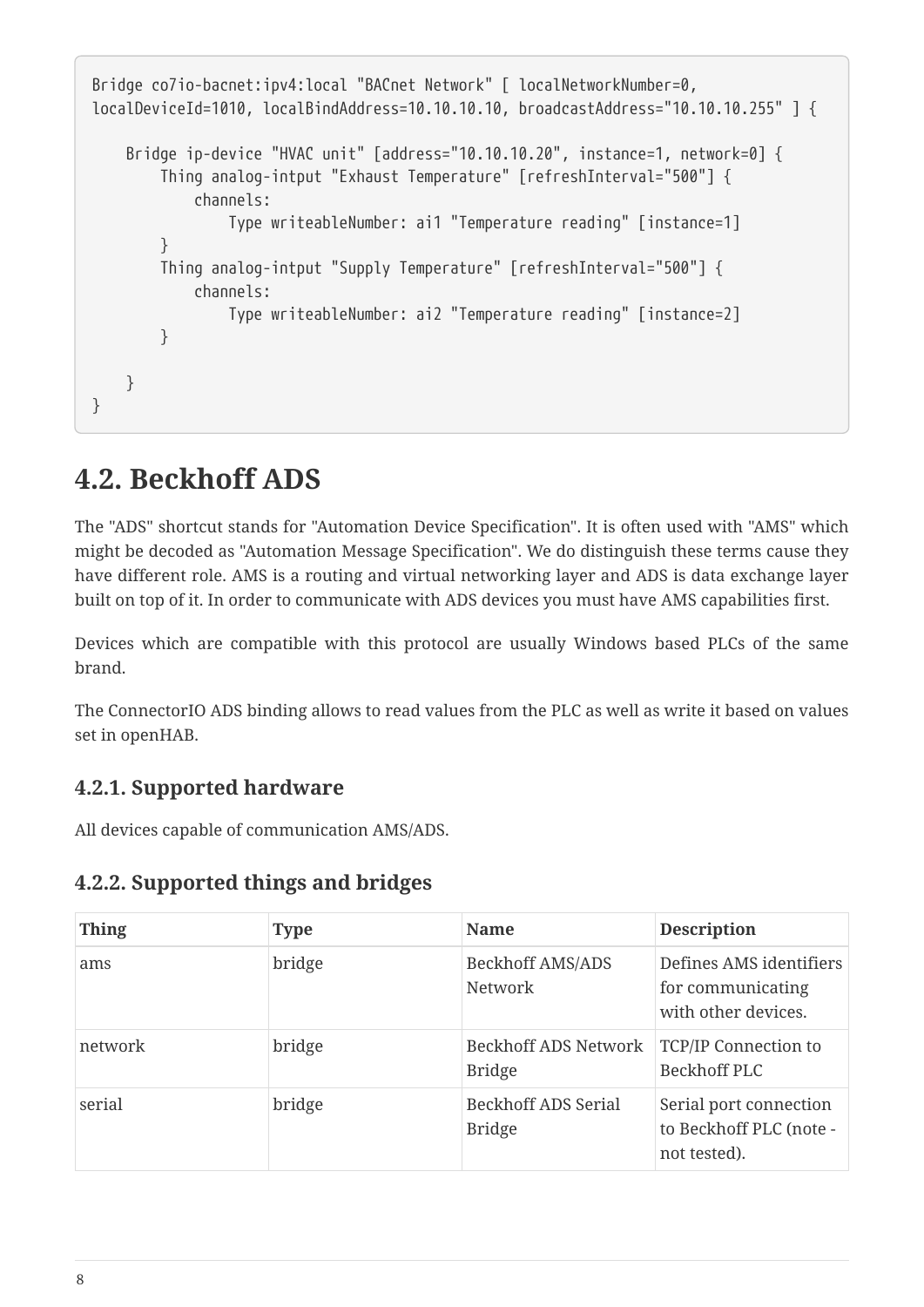```
Bridge co7io-bacnet:ipv4:local "BACnet Network" [ localNetworkNumber=0,
localDeviceId=1010, localBindAddress=10.10.10.10, broadcastAddress="10.10.10.255" ] {

    Bridge ip-device "HVAC unit" [address="10.10.10.20", instance=1, network=0] {
        Thing analog-intput "Exhaust Temperature" [refreshInterval="500"] {
            channels:
                Type writeableNumber: ai1 "Temperature reading" [instance=1]
        }
        Thing analog-intput "Supply Temperature" [refreshInterval="500"] {
            channels:
                Type writeableNumber: ai2 "Temperature reading" [instance=2]
        }

    }
}
```

## 4.2. Beckhoff ADS

The "ADS" shortcut stands for "Automation Device Specification". It is often used with "AMS" which might be decoded as "Automation Message Specification". We do distinguish these terms cause they have different role. AMS is a routing and virtual networking layer and ADS is data exchange layer built on top of it. In order to communicate with ADS devices you must have AMS capabilities first.

Devices which are compatible with this protocol are usually Windows based PLCs of the same brand.

The ConnectorIO ADS binding allows to read values from the PLC as well as write it based on values set in openHAB.

### 4.2.1. Supported hardware

All devices capable of communication AMS/ADS.

### 4.2.2. Supported things and bridges

| Thing | Type | Name | Description |
| --- | --- | --- | --- |
| ams | bridge | Beckhoff AMS/ADS Network | Defines AMS identifiers for communicating with other devices. |
| network | bridge | Beckhoff ADS Network Bridge | TCP/IP Connection to Beckhoff PLC |
| serial | bridge | Beckhoff ADS Serial Bridge | Serial port connection to Beckhoff PLC (note - not tested). |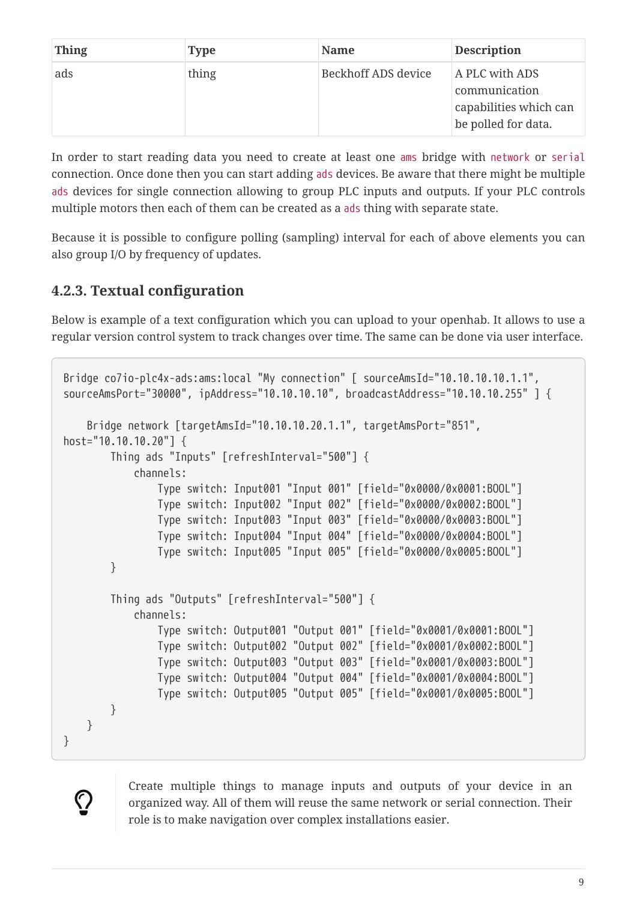| Thing | Type | Name | Description |
| --- | --- | --- | --- |
| ads | thing | Beckhoff ADS device | A PLC with ADS communication capabilities which can be polled for data. |

In order to start reading data you need to create at least one `ams` bridge with `network` or `serial` connection. Once done then you can start adding `ads` devices. Be aware that there might be multiple `ads` devices for single connection allowing to group PLC inputs and outputs. If your PLC controls multiple motors then each of them can be created as a `ads` thing with separate state.

Because it is possible to configure polling (sampling) interval for each of above elements you can also group I/O by frequency of updates.

### 4.2.3. Textual configuration

Below is example of a text configuration which you can upload to your openhab. It allows to use a regular version control system to track changes over time. The same can be done via user interface.

```
Bridge co7io-plc4x-ads:ams:local "My connection" [ sourceAmsId="10.10.10.10.1.1",
sourceAmsPort="30000", ipAddress="10.10.10.10", broadcastAddress="10.10.10.255" ] {

    Bridge network [targetAmsId="10.10.10.20.1.1", targetAmsPort="851",
host="10.10.10.20"] {
        Thing ads "Inputs" [refreshInterval="500"] {
            channels:
                Type switch: Input001 "Input 001" [field="0x0000/0x0001:BOOL"]
                Type switch: Input002 "Input 002" [field="0x0000/0x0002:BOOL"]
                Type switch: Input003 "Input 003" [field="0x0000/0x0003:BOOL"]
                Type switch: Input004 "Input 004" [field="0x0000/0x0004:BOOL"]
                Type switch: Input005 "Input 005" [field="0x0000/0x0005:BOOL"]
        }

        Thing ads "Outputs" [refreshInterval="500"] {
            channels:
                Type switch: Output001 "Output 001" [field="0x0001/0x0001:BOOL"]
                Type switch: Output002 "Output 002" [field="0x0001/0x0002:BOOL"]
                Type switch: Output003 "Output 003" [field="0x0001/0x0003:BOOL"]
                Type switch: Output004 "Output 004" [field="0x0001/0x0004:BOOL"]
                Type switch: Output005 "Output 005" [field="0x0001/0x0005:BOOL"]
        }
    }
}
```

Create multiple things to manage inputs and outputs of your device in an organized way. All of them will reuse the same network or serial connection. Their role is to make navigation over complex installations easier.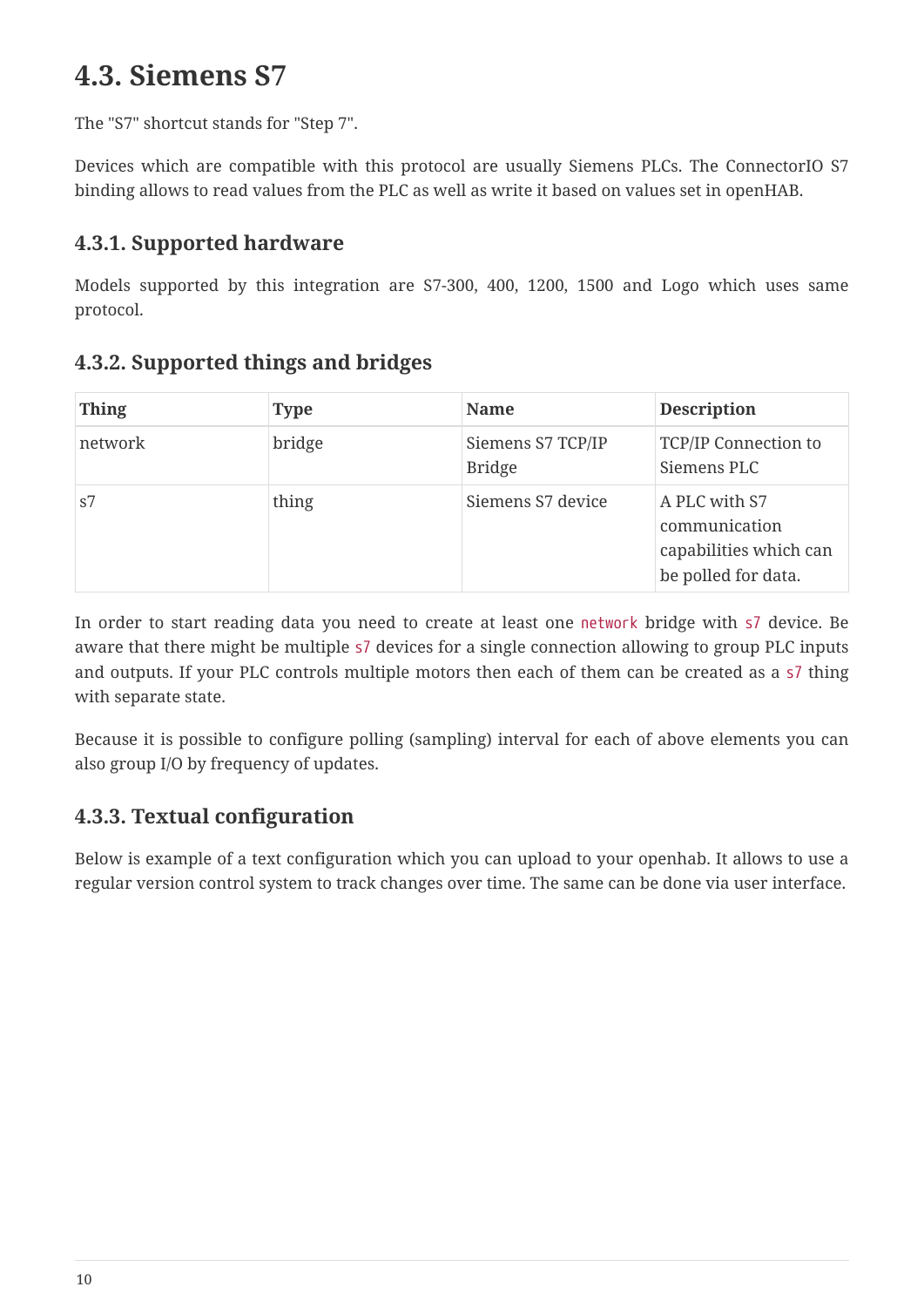## 4.3. Siemens S7

The "S7" shortcut stands for "Step 7".

Devices which are compatible with this protocol are usually Siemens PLCs. The ConnectorIO S7 binding allows to read values from the PLC as well as write it based on values set in openHAB.

### 4.3.1. Supported hardware

Models supported by this integration are S7-300, 400, 1200, 1500 and Logo which uses same protocol.

### 4.3.2. Supported things and bridges

| Thing | Type | Name | Description |
| --- | --- | --- | --- |
| network | bridge | Siemens S7 TCP/IP Bridge | TCP/IP Connection to Siemens PLC |
| s7 | thing | Siemens S7 device | A PLC with S7 communication capabilities which can be polled for data. |

In order to start reading data you need to create at least one `network` bridge with `s7` device. Be aware that there might be multiple `s7` devices for a single connection allowing to group PLC inputs and outputs. If your PLC controls multiple motors then each of them can be created as a `s7` thing with separate state.

Because it is possible to configure polling (sampling) interval for each of above elements you can also group I/O by frequency of updates.

### 4.3.3. Textual configuration

Below is example of a text configuration which you can upload to your openhab. It allows to use a regular version control system to track changes over time. The same can be done via user interface.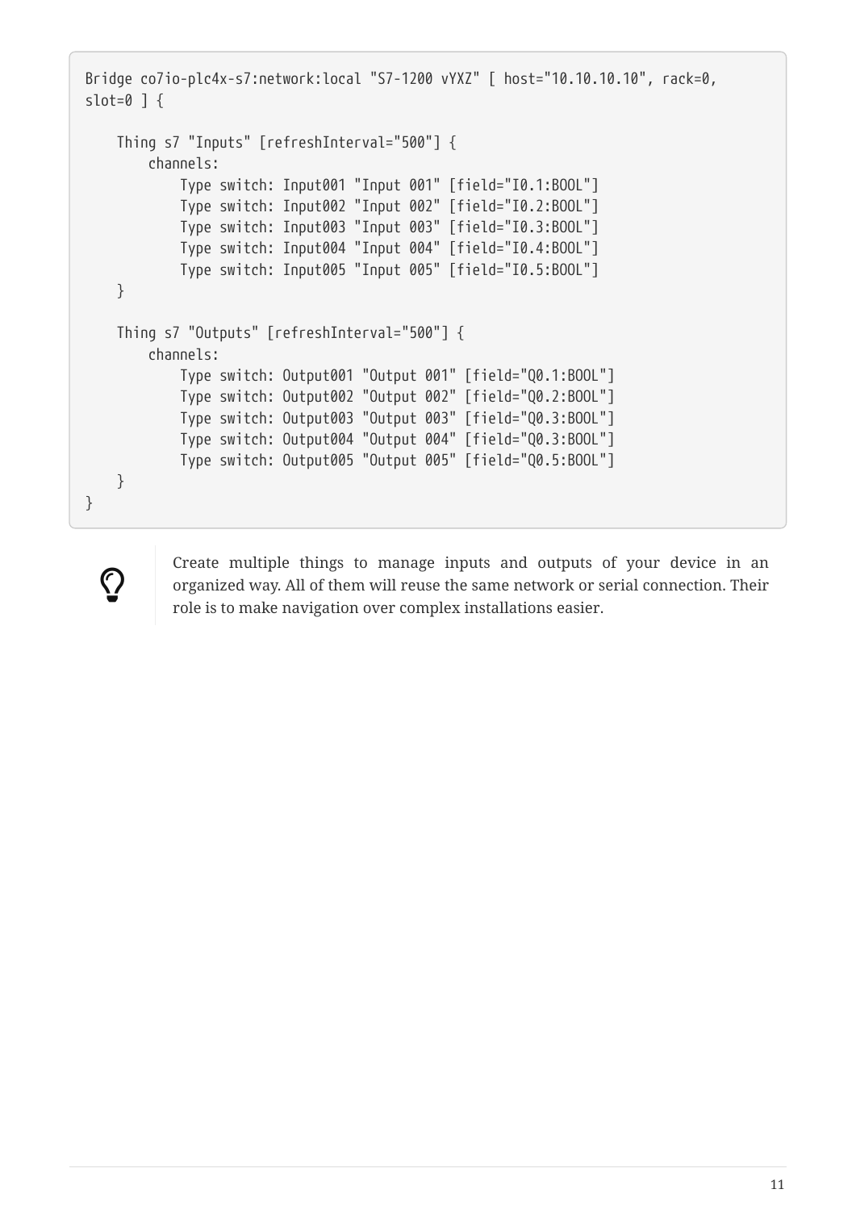```
Bridge co7io-plc4x-s7:network:local "S7-1200 vYXZ" [ host="10.10.10.10", rack=0,
slot=0 ] {

    Thing s7 "Inputs" [refreshInterval="500"] {
        channels:
            Type switch: Input001 "Input 001" [field="I0.1:BOOL"]
            Type switch: Input002 "Input 002" [field="I0.2:BOOL"]
            Type switch: Input003 "Input 003" [field="I0.3:BOOL"]
            Type switch: Input004 "Input 004" [field="I0.4:BOOL"]
            Type switch: Input005 "Input 005" [field="I0.5:BOOL"]
    }

    Thing s7 "Outputs" [refreshInterval="500"] {
        channels:
            Type switch: Output001 "Output 001" [field="Q0.1:BOOL"]
            Type switch: Output002 "Output 002" [field="Q0.2:BOOL"]
            Type switch: Output003 "Output 003" [field="Q0.3:BOOL"]
            Type switch: Output004 "Output 004" [field="Q0.3:BOOL"]
            Type switch: Output005 "Output 005" [field="Q0.5:BOOL"]
    }
}
```

Create multiple things to manage inputs and outputs of your device in an organized way. All of them will reuse the same network or serial connection. Their role is to make navigation over complex installations easier.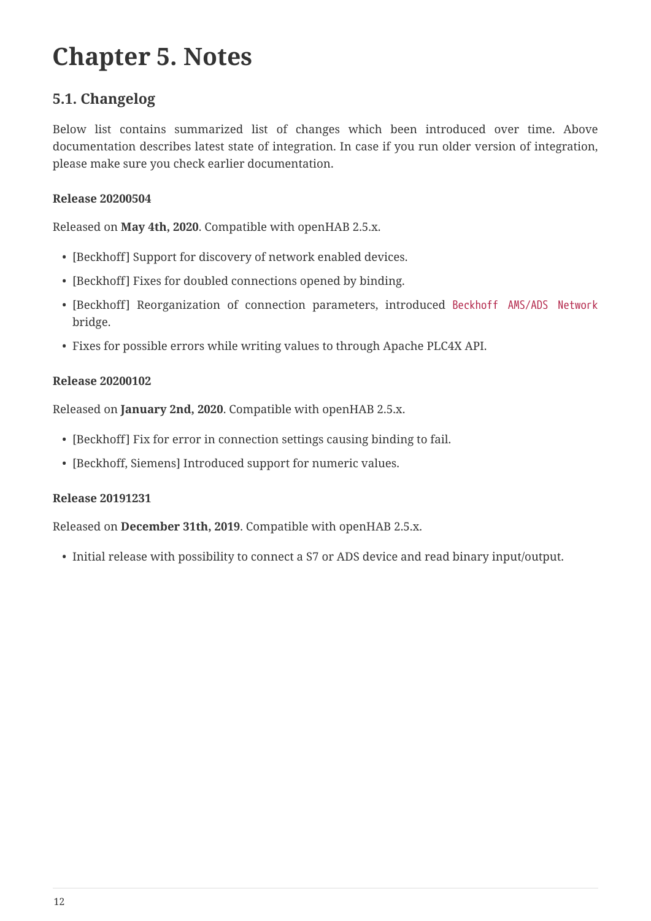# Chapter 5. Notes

## 5.1. Changelog

Below list contains summarized list of changes which been introduced over time. Above documentation describes latest state of integration. In case if you run older version of integration, please make sure you check earlier documentation.

**Release 20200504**

Released on **May 4th, 2020**. Compatible with openHAB 2.5.x.

- [Beckhoff] Support for discovery of network enabled devices.
- [Beckhoff] Fixes for doubled connections opened by binding.
- [Beckhoff] Reorganization of connection parameters, introduced `Beckhoff AMS/ADS Network` bridge.
- Fixes for possible errors while writing values to through Apache PLC4X API.

**Release 20200102**

Released on **January 2nd, 2020**. Compatible with openHAB 2.5.x.

- [Beckhoff] Fix for error in connection settings causing binding to fail.
- [Beckhoff, Siemens] Introduced support for numeric values.

**Release 20191231**

Released on **December 31th, 2019**. Compatible with openHAB 2.5.x.

- Initial release with possibility to connect a S7 or ADS device and read binary input/output.